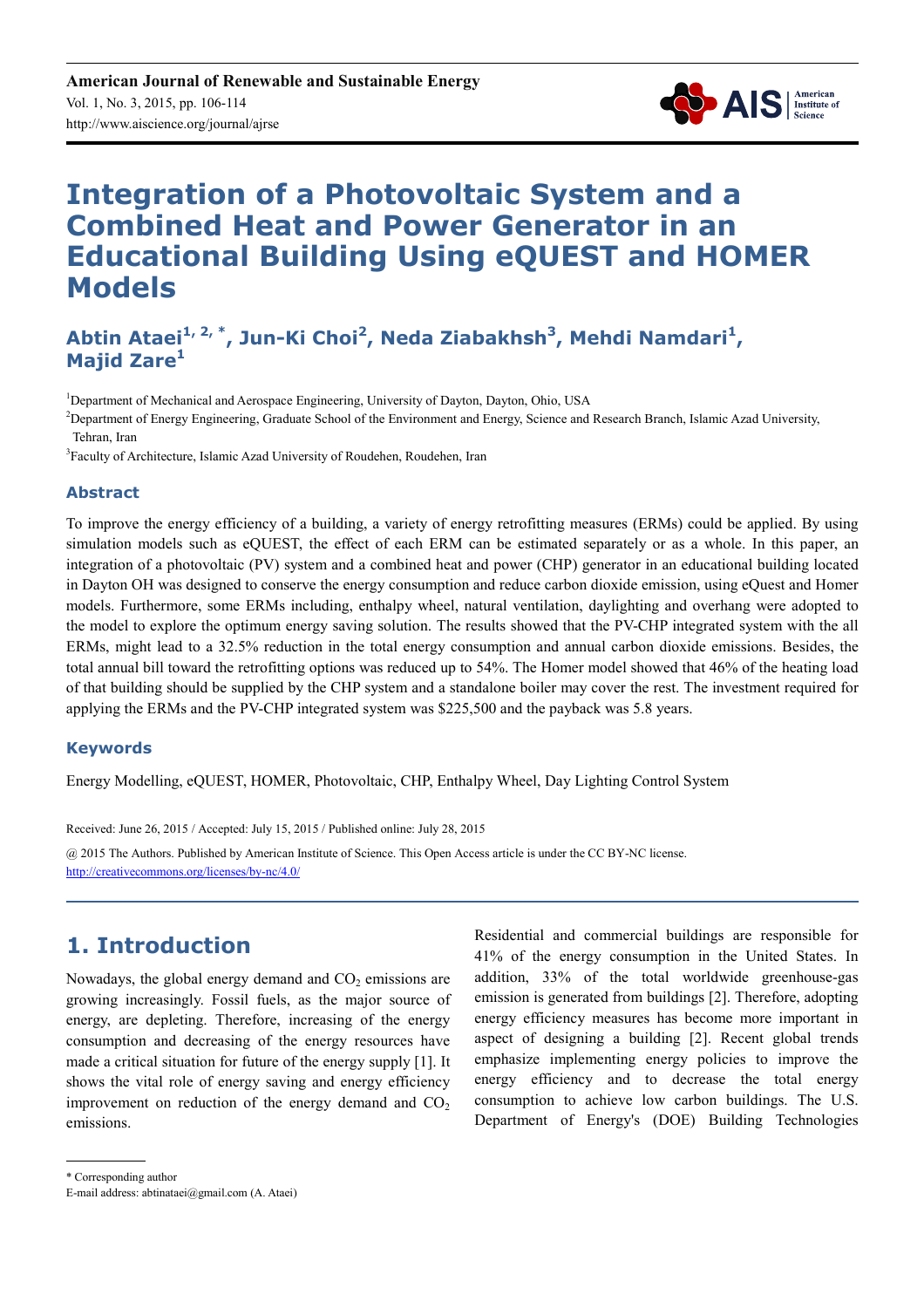# Integration of a Photovoltaic System and a Combined Heat and Power Generator in an Educational Building Using eQUEST and HOMER Models

**Abtin Ataei[1, 2, *], Jun-Ki Choi[2], Neda Ziabakhsh[3], Mehdi Namdari[1], Majid Zare[1]**

[1]Department of Mechanical and Aerospace Engineering, University of Dayton, Dayton, Ohio, USA

[2]Department of Energy Engineering, Graduate School of the Environment and Energy, Science and Research Branch, Islamic Azad University, Tehran, Iran

[3]Faculty of Architecture, Islamic Azad University of Roudehen, Roudehen, Iran

## Abstract

To improve the energy efficiency of a building, a variety of energy retrofitting measures (ERMs) could be applied. By using simulation models such as eQUEST, the effect of each ERM can be estimated separately or as a whole. In this paper, an integration of a photovoltaic (PV) system and a combined heat and power (CHP) generator in an educational building located in Dayton OH was designed to conserve the energy consumption and reduce carbon dioxide emission, using eQuest and Homer models. Furthermore, some ERMs including, enthalpy wheel, natural ventilation, daylighting and overhang were adopted to the model to explore the optimum energy saving solution. The results showed that the PV-CHP integrated system with the all ERMs, might lead to a 32.5% reduction in the total energy consumption and annual carbon dioxide emissions. Besides, the total annual bill toward the retrofitting options was reduced up to 54%. The Homer model showed that 46% of the heating load of that building should be supplied by the CHP system and a standalone boiler may cover the rest. The investment required for applying the ERMs and the PV-CHP integrated system was $225,500 and the payback was 5.8 years.

## Keywords

Energy Modelling, eQUEST, HOMER, Photovoltaic, CHP, Enthalpy Wheel, Day Lighting Control System

Received: June 26, 2015 / Accepted: July 15, 2015 / Published online: July 28, 2015

@ 2015 The Authors. Published by American Institute of Science. This Open Access article is under the CC BY-NC license. http://creativecommons.org/licenses/by-nc/4.0/

## 1. Introduction

Nowadays, the global energy demand and $CO_2$ emissions are growing increasingly. Fossil fuels, as the major source of energy, are depleting. Therefore, increasing of the energy consumption and decreasing of the energy resources have made a critical situation for future of the energy supply [1]. It shows the vital role of energy saving and energy efficiency improvement on reduction of the energy demand and $CO_2$ emissions.

Residential and commercial buildings are responsible for 41% of the energy consumption in the United States. In addition, 33% of the total worldwide greenhouse-gas emission is generated from buildings [2]. Therefore, adopting energy efficiency measures has become more important in aspect of designing a building [2]. Recent global trends emphasize implementing energy policies to improve the energy efficiency and to decrease the total energy consumption to achieve low carbon buildings. The U.S. Department of Energy's (DOE) Building Technologies

\* Corresponding author

E-mail address: abtinataei@gmail.com (A. Ataei)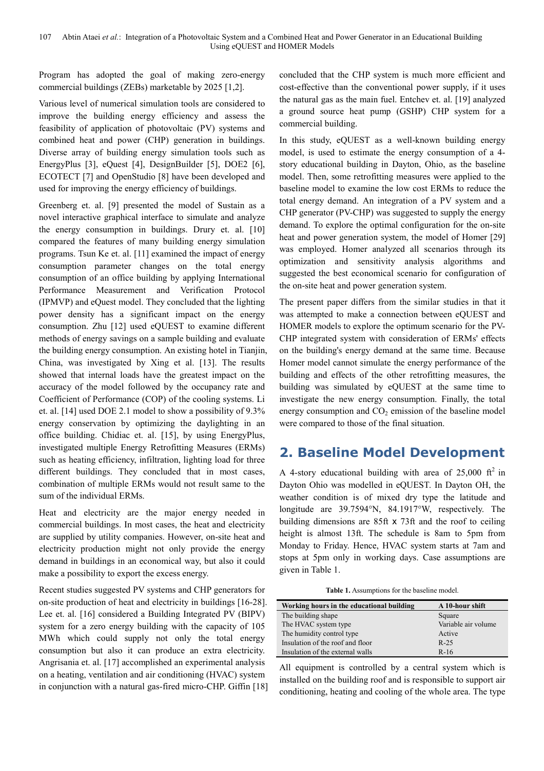Program has adopted the goal of making zero-energy commercial buildings (ZEBs) marketable by 2025 [1,2].

Various level of numerical simulation tools are considered to improve the building energy efficiency and assess the feasibility of application of photovoltaic (PV) systems and combined heat and power (CHP) generation in buildings. Diverse array of building energy simulation tools such as EnergyPlus [3], eQuest [4], DesignBuilder [5], DOE2 [6], ECOTECT [7] and OpenStudio [8] have been developed and used for improving the energy efficiency of buildings.

Greenberg et. al. [9] presented the model of Sustain as a novel interactive graphical interface to simulate and analyze the energy consumption in buildings. Drury et. al. [10] compared the features of many building energy simulation programs. Tsun Ke et. al. [11] examined the impact of energy consumption parameter changes on the total energy consumption of an office building by applying International Performance Measurement and Verification Protocol (IPMVP) and eQuest model. They concluded that the lighting power density has a significant impact on the energy consumption. Zhu [12] used eQUEST to examine different methods of energy savings on a sample building and evaluate the building energy consumption. An existing hotel in Tianjin, China, was investigated by Xing et al. [13]. The results showed that internal loads have the greatest impact on the accuracy of the model followed by the occupancy rate and Coefficient of Performance (COP) of the cooling systems. Li et. al. [14] used DOE 2.1 model to show a possibility of 9.3% energy conservation by optimizing the daylighting in an office building. Chidiac et. al. [15], by using EnergyPlus, investigated multiple Energy Retrofitting Measures (ERMs) such as heating efficiency, infiltration, lighting load for three different buildings. They concluded that in most cases, combination of multiple ERMs would not result same to the sum of the individual ERMs.

Heat and electricity are the major energy needed in commercial buildings. In most cases, the heat and electricity are supplied by utility companies. However, on-site heat and electricity production might not only provide the energy demand in buildings in an economical way, but also it could make a possibility to export the excess energy.

Recent studies suggested PV systems and CHP generators for on-site production of heat and electricity in buildings [16-28]. Lee et. al. [16] considered a Building Integrated PV (BIPV) system for a zero energy building with the capacity of 105 MWh which could supply not only the total energy consumption but also it can produce an extra electricity. Angrisania et. al. [17] accomplished an experimental analysis on a heating, ventilation and air conditioning (HVAC) system in conjunction with a natural gas-fired micro-CHP. Giffin [18] concluded that the CHP system is much more efficient and cost-effective than the conventional power supply, if it uses the natural gas as the main fuel. Entchev et. al. [19] analyzed a ground source heat pump (GSHP) CHP system for a commercial building.

In this study, eQUEST as a well-known building energy model, is used to estimate the energy consumption of a 4-story educational building in Dayton, Ohio, as the baseline model. Then, some retrofitting measures were applied to the baseline model to examine the low cost ERMs to reduce the total energy demand. An integration of a PV system and a CHP generator (PV-CHP) was suggested to supply the energy demand. To explore the optimal configuration for the on-site heat and power generation system, the model of Homer [29] was employed. Homer analyzed all scenarios through its optimization and sensitivity analysis algorithms and suggested the best economical scenario for configuration of the on-site heat and power generation system.

The present paper differs from the similar studies in that it was attempted to make a connection between eQUEST and HOMER models to explore the optimum scenario for the PV-CHP integrated system with consideration of ERMs' effects on the building's energy demand at the same time. Because Homer model cannot simulate the energy performance of the building and effects of the other retrofitting measures, the building was simulated by eQUEST at the same time to investigate the new energy consumption. Finally, the total energy consumption and $CO_2$ emission of the baseline model were compared to those of the final situation.

## 2. Baseline Model Development

A 4-story educational building with area of 25,000 ft$^2$ in Dayton Ohio was modelled in eQUEST. In Dayton OH, the weather condition is of mixed dry type the latitude and longitude are 39.7594°N, 84.1917°W, respectively. The building dimensions are 85ft x 73ft and the roof to ceiling height is almost 13ft. The schedule is 8am to 5pm from Monday to Friday. Hence, HVAC system starts at 7am and stops at 5pm only in working days. Case assumptions are given in Table 1.

**Table 1.** Assumptions for the baseline model.

| Working hours in the educational building | A 10-hour shift |
|---|---|
| The building shape | Square |
| The HVAC system type | Variable air volume |
| The humidity control type | Active |
| Insulation of the roof and floor | R-25 |
| Insulation of the external walls | R-16 |

All equipment is controlled by a central system which is installed on the building roof and is responsible to support air conditioning, heating and cooling of the whole area. The type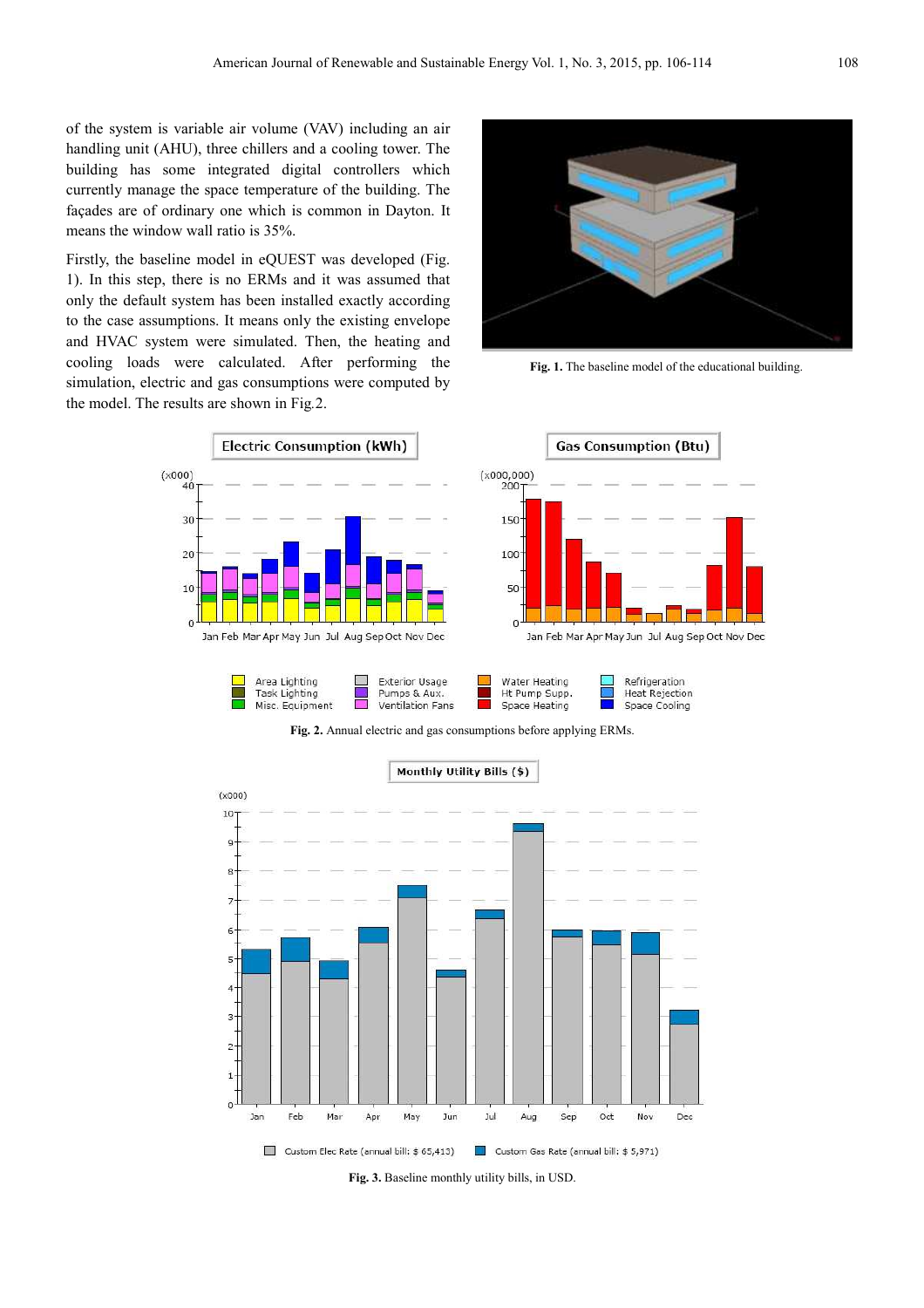of the system is variable air volume (VAV) including an air handling unit (AHU), three chillers and a cooling tower. The building has some integrated digital controllers which currently manage the space temperature of the building. The façades are of ordinary one which is common in Dayton. It means the window wall ratio is 35%.

Firstly, the baseline model in eQUEST was developed (Fig. 1). In this step, there is no ERMs and it was assumed that only the default system has been installed exactly according to the case assumptions. It means only the existing envelope and HVAC system were simulated. Then, the heating and cooling loads were calculated. After performing the simulation, electric and gas consumptions were computed by the model. The results are shown in Fig.2.

**Fig. 1.** The baseline model of the educational building.

**Fig. 2.** Annual electric and gas consumptions before applying ERMs.

**Fig. 3.** Baseline monthly utility bills, in USD.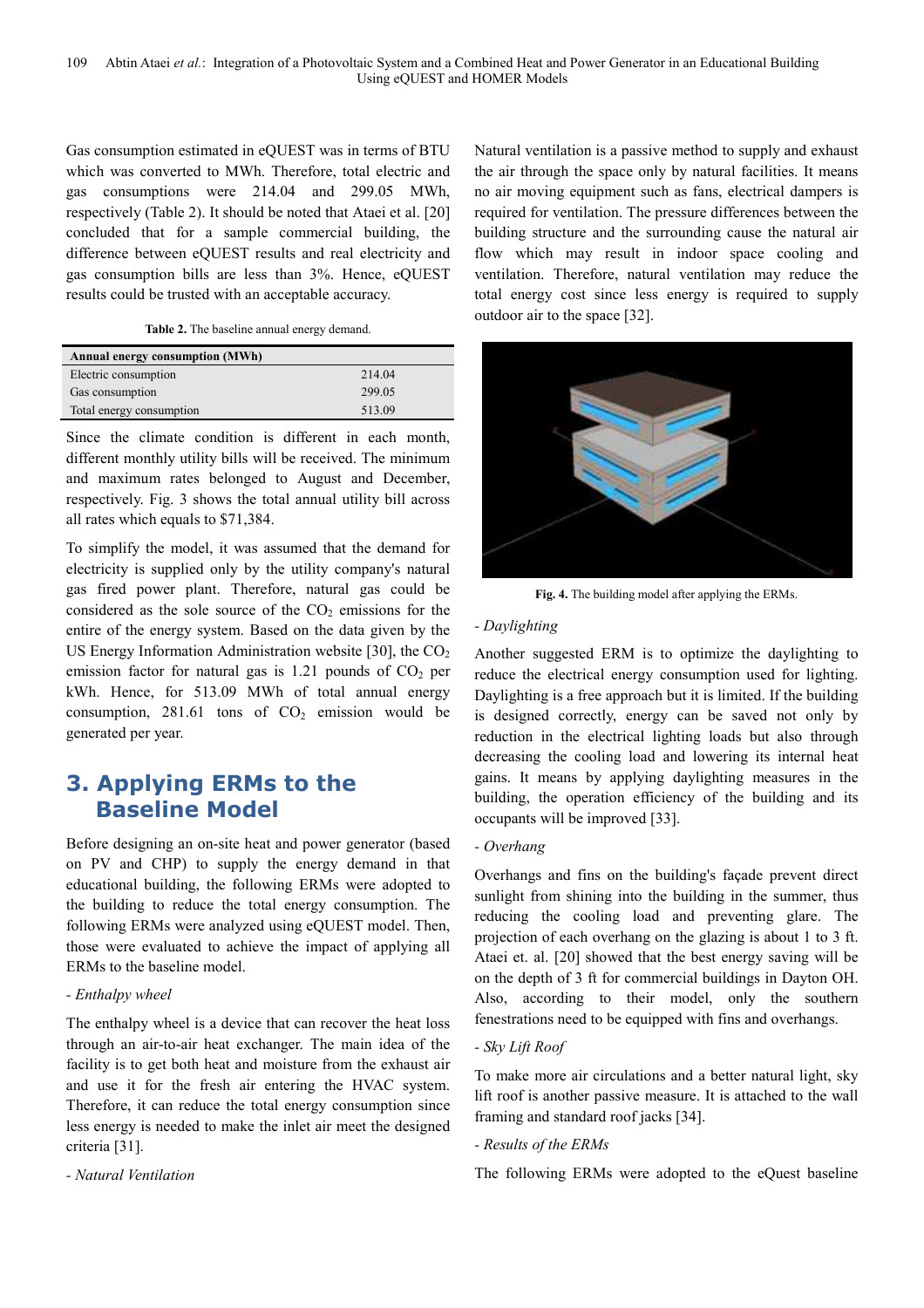Gas consumption estimated in eQUEST was in terms of BTU which was converted to MWh. Therefore, total electric and gas consumptions were 214.04 and 299.05 MWh, respectively (Table 2). It should be noted that Ataei et al. [20] concluded that for a sample commercial building, the difference between eQUEST results and real electricity and gas consumption bills are less than 3%. Hence, eQUEST results could be trusted with an acceptable accuracy.

**Table 2.** The baseline annual energy demand.

| Annual energy consumption (MWh) | |
|---|---|
| Electric consumption | 214.04 |
| Gas consumption | 299.05 |
| Total energy consumption | 513.09 |

Since the climate condition is different in each month, different monthly utility bills will be received. The minimum and maximum rates belonged to August and December, respectively. Fig. 3 shows the total annual utility bill across all rates which equals to $71,384.

To simplify the model, it was assumed that the demand for electricity is supplied only by the utility company's natural gas fired power plant. Therefore, natural gas could be considered as the sole source of the $CO_2$ emissions for the entire of the energy system. Based on the data given by the US Energy Information Administration website [30], the $CO_2$ emission factor for natural gas is 1.21 pounds of $CO_2$ per kWh. Hence, for 513.09 MWh of total annual energy consumption, 281.61 tons of $CO_2$ emission would be generated per year.

## 3. Applying ERMs to the Baseline Model

Before designing an on-site heat and power generator (based on PV and CHP) to supply the energy demand in that educational building, the following ERMs were adopted to the building to reduce the total energy consumption. The following ERMs were analyzed using eQUEST model. Then, those were evaluated to achieve the impact of applying all ERMs to the baseline model.

*- Enthalpy wheel*

The enthalpy wheel is a device that can recover the heat loss through an air-to-air heat exchanger. The main idea of the facility is to get both heat and moisture from the exhaust air and use it for the fresh air entering the HVAC system. Therefore, it can reduce the total energy consumption since less energy is needed to make the inlet air meet the designed criteria [31].

*- Natural Ventilation*

Natural ventilation is a passive method to supply and exhaust the air through the space only by natural facilities. It means no air moving equipment such as fans, electrical dampers is required for ventilation. The pressure differences between the building structure and the surrounding cause the natural air flow which may result in indoor space cooling and ventilation. Therefore, natural ventilation may reduce the total energy cost since less energy is required to supply outdoor air to the space [32].

**Fig. 4.** The building model after applying the ERMs.

*- Daylighting*

Another suggested ERM is to optimize the daylighting to reduce the electrical energy consumption used for lighting. Daylighting is a free approach but it is limited. If the building is designed correctly, energy can be saved not only by reduction in the electrical lighting loads but also through decreasing the cooling load and lowering its internal heat gains. It means by applying daylighting measures in the building, the operation efficiency of the building and its occupants will be improved [33].

*- Overhang*

Overhangs and fins on the building's façade prevent direct sunlight from shining into the building in the summer, thus reducing the cooling load and preventing glare. The projection of each overhang on the glazing is about 1 to 3 ft. Ataei et. al. [20] showed that the best energy saving will be on the depth of 3 ft for commercial buildings in Dayton OH. Also, according to their model, only the southern fenestrations need to be equipped with fins and overhangs.

*- Sky Lift Roof*

To make more air circulations and a better natural light, sky lift roof is another passive measure. It is attached to the wall framing and standard roof jacks [34].

*- Results of the ERMs*

The following ERMs were adopted to the eQuest baseline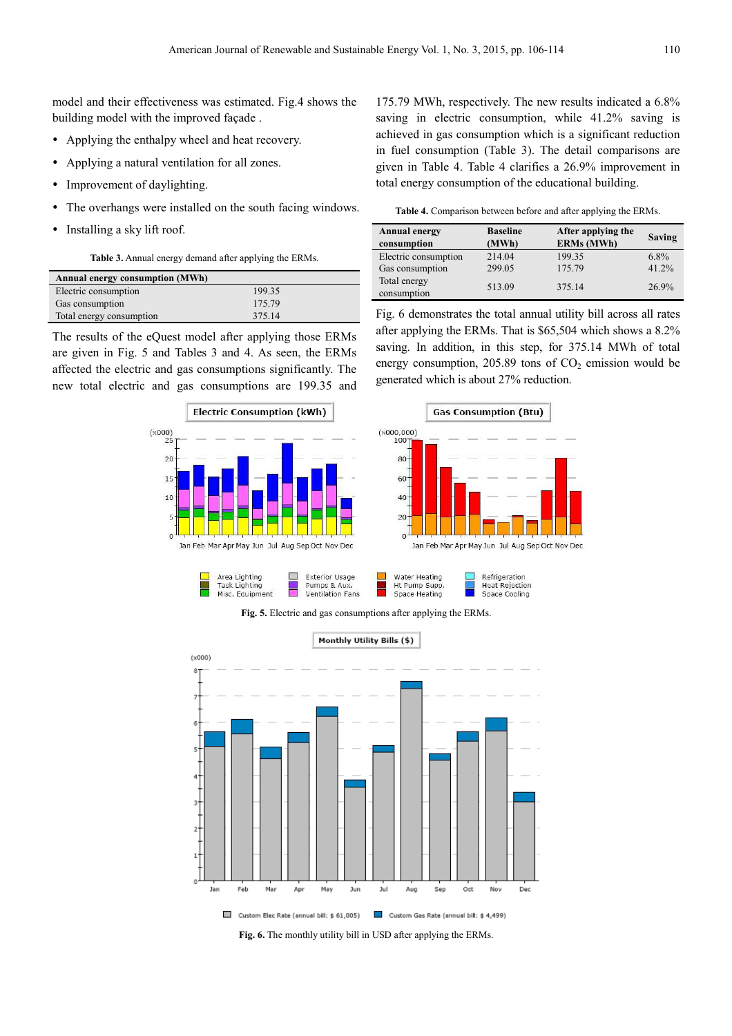model and their effectiveness was estimated. Fig.4 shows the building model with the improved façade .

- Applying the enthalpy wheel and heat recovery.
- Applying a natural ventilation for all zones.
- Improvement of daylighting.
- The overhangs were installed on the south facing windows.
- Installing a sky lift roof.

**Table 3.** Annual energy demand after applying the ERMs.

| Annual energy consumption (MWh) | |
|---|---|
| Electric consumption | 199.35 |
| Gas consumption | 175.79 |
| Total energy consumption | 375.14 |

The results of the eQuest model after applying those ERMs are given in Fig. 5 and Tables 3 and 4. As seen, the ERMs affected the electric and gas consumptions significantly. The new total electric and gas consumptions are 199.35 and 175.79 MWh, respectively. The new results indicated a 6.8% saving in electric consumption, while 41.2% saving is achieved in gas consumption which is a significant reduction in fuel consumption (Table 3). The detail comparisons are given in Table 4. Table 4 clarifies a 26.9% improvement in total energy consumption of the educational building.

**Table 4.** Comparison between before and after applying the ERMs.

| Annual energy consumption | Baseline (MWh) | After applying the ERMs (MWh) | Saving |
|---|---|---|---|
| Electric consumption | 214.04 | 199.35 | 6.8% |
| Gas consumption | 299.05 | 175.79 | 41.2% |
| Total energy consumption | 513.09 | 375.14 | 26.9% |

Fig. 6 demonstrates the total annual utility bill across all rates after applying the ERMs. That is $65,504 which shows a 8.2% saving. In addition, in this step, for 375.14 MWh of total energy consumption, 205.89 tons of $CO_2$ emission would be generated which is about 27% reduction.

**Fig. 5.** Electric and gas consumptions after applying the ERMs.

**Fig. 6.** The monthly utility bill in USD after applying the ERMs.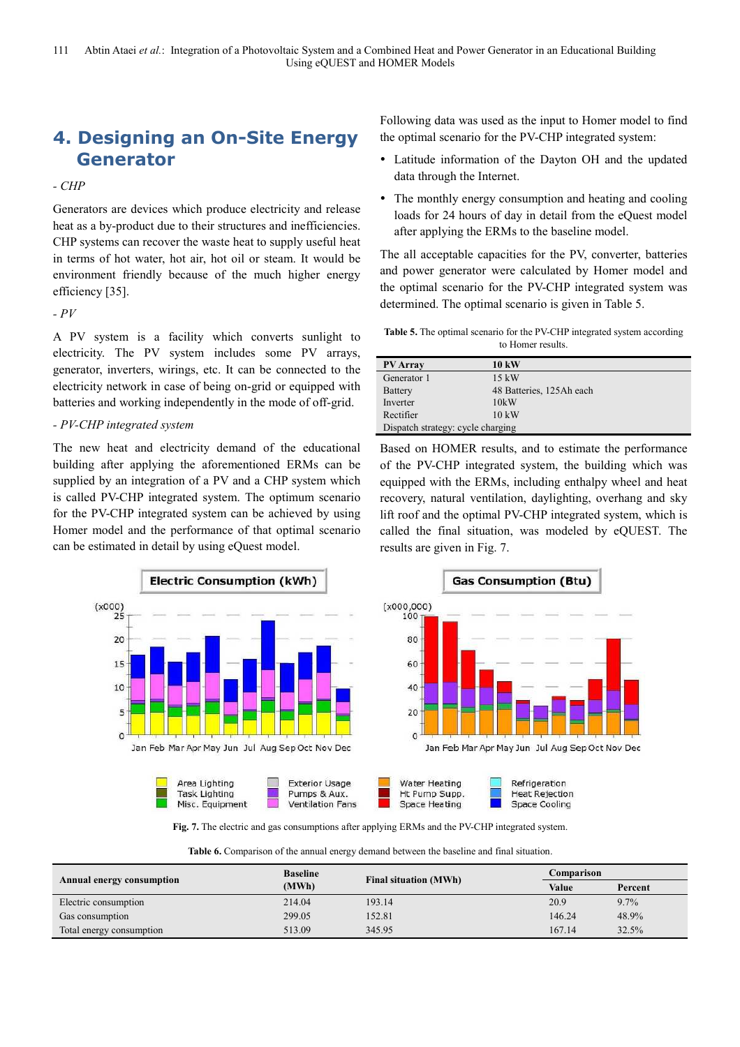## 4. Designing an On-Site Energy Generator

*- CHP*

Generators are devices which produce electricity and release heat as a by-product due to their structures and inefficiencies. CHP systems can recover the waste heat to supply useful heat in terms of hot water, hot air, hot oil or steam. It would be environment friendly because of the much higher energy efficiency [35].

*- PV*

A PV system is a facility which converts sunlight to electricity. The PV system includes some PV arrays, generator, inverters, wirings, etc. It can be connected to the electricity network in case of being on-grid or equipped with batteries and working independently in the mode of off-grid.

*- PV-CHP integrated system*

The new heat and electricity demand of the educational building after applying the aforementioned ERMs can be supplied by an integration of a PV and a CHP system which is called PV-CHP integrated system. The optimum scenario for the PV-CHP integrated system can be achieved by using Homer model and the performance of that optimal scenario can be estimated in detail by using eQuest model.

Following data was used as the input to Homer model to find the optimal scenario for the PV-CHP integrated system:

- Latitude information of the Dayton OH and the updated data through the Internet.
- The monthly energy consumption and heating and cooling loads for 24 hours of day in detail from the eQuest model after applying the ERMs to the baseline model.

The all acceptable capacities for the PV, converter, batteries and power generator were calculated by Homer model and the optimal scenario for the PV-CHP integrated system was determined. The optimal scenario is given in Table 5.

**Table 5.** The optimal scenario for the PV-CHP integrated system according to Homer results.

| PV Array | 10 kW |
|---|---|
| Generator 1 | 15 kW |
| Battery | 48 Batteries, 125Ah each |
| Inverter | 10kW |
| Rectifier | 10 kW |
| Dispatch strategy: cycle charging | |

Based on HOMER results, and to estimate the performance of the PV-CHP integrated system, the building which was equipped with the ERMs, including enthalpy wheel and heat recovery, natural ventilation, daylighting, overhang and sky lift roof and the optimal PV-CHP integrated system, which is called the final situation, was modeled by eQUEST. The results are given in Fig. 7.

**Fig. 7.** The electric and gas consumptions after applying ERMs and the PV-CHP integrated system.

**Table 6.** Comparison of the annual energy demand between the baseline and final situation.

| Annual energy consumption | Baseline (MWh) | Final situation (MWh) | Comparison | |
|---|---|---|---|---|
| | | | Value | Percent |
| Electric consumption | 214.04 | 193.14 | 20.9 | 9.7% |
| Gas consumption | 299.05 | 152.81 | 146.24 | 48.9% |
| Total energy consumption | 513.09 | 345.95 | 167.14 | 32.5% |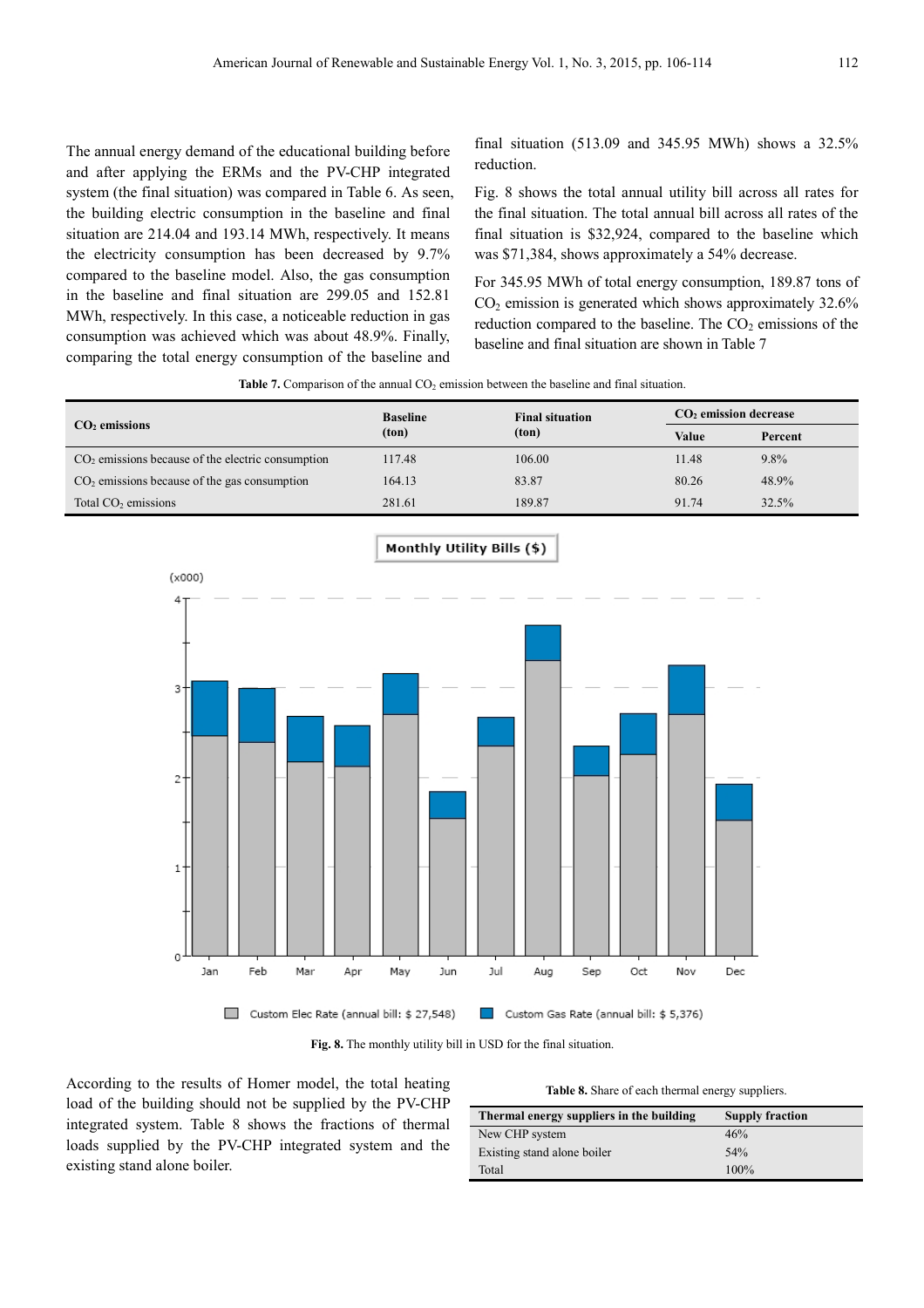The annual energy demand of the educational building before and after applying the ERMs and the PV-CHP integrated system (the final situation) was compared in Table 6. As seen, the building electric consumption in the baseline and final situation are 214.04 and 193.14 MWh, respectively. It means the electricity consumption has been decreased by 9.7% compared to the baseline model. Also, the gas consumption in the baseline and final situation are 299.05 and 152.81 MWh, respectively. In this case, a noticeable reduction in gas consumption was achieved which was about 48.9%. Finally, comparing the total energy consumption of the baseline and final situation (513.09 and 345.95 MWh) shows a 32.5% reduction.

Fig. 8 shows the total annual utility bill across all rates for the final situation. The total annual bill across all rates of the final situation is $32,924, compared to the baseline which was $71,384, shows approximately a 54% decrease.

For 345.95 MWh of total energy consumption, 189.87 tons of $CO_2$ emission is generated which shows approximately 32.6% reduction compared to the baseline. The $CO_2$ emissions of the baseline and final situation are shown in Table 7

**Table 7.** Comparison of the annual $CO_2$ emission between the baseline and final situation.

| $CO_2$ emissions | Baseline (ton) | Final situation (ton) | $CO_2$ emission decrease | |
|---|---|---|---|---|
| | | | Value | Percent |
| $CO_2$ emissions because of the electric consumption | 117.48 | 106.00 | 11.48 | 9.8% |
| $CO_2$ emissions because of the gas consumption | 164.13 | 83.87 | 80.26 | 48.9% |
| Total $CO_2$ emissions | 281.61 | 189.87 | 91.74 | 32.5% |

**Fig. 8.** The monthly utility bill in USD for the final situation.

According to the results of Homer model, the total heating load of the building should not be supplied by the PV-CHP integrated system. Table 8 shows the fractions of thermal loads supplied by the PV-CHP integrated system and the existing stand alone boiler.

**Table 8.** Share of each thermal energy suppliers.

| Thermal energy suppliers in the building | Supply fraction |
|---|---|
| New CHP system | 46% |
| Existing stand alone boiler | 54% |
| Total | 100% |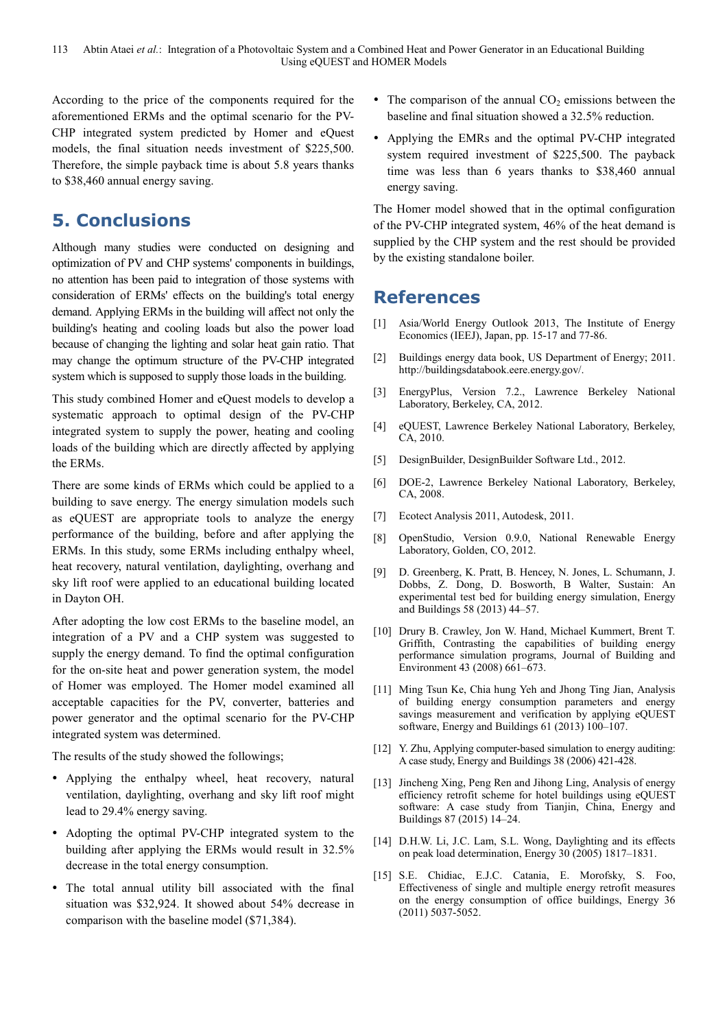According to the price of the components required for the aforementioned ERMs and the optimal scenario for the PV-CHP integrated system predicted by Homer and eQuest models, the final situation needs investment of $225,500. Therefore, the simple payback time is about 5.8 years thanks to $38,460 annual energy saving.

## 5. Conclusions

Although many studies were conducted on designing and optimization of PV and CHP systems' components in buildings, no attention has been paid to integration of those systems with consideration of ERMs' effects on the building's total energy demand. Applying ERMs in the building will affect not only the building's heating and cooling loads but also the power load because of changing the lighting and solar heat gain ratio. That may change the optimum structure of the PV-CHP integrated system which is supposed to supply those loads in the building.

This study combined Homer and eQuest models to develop a systematic approach to optimal design of the PV-CHP integrated system to supply the power, heating and cooling loads of the building which are directly affected by applying the ERMs.

There are some kinds of ERMs which could be applied to a building to save energy. The energy simulation models such as eQUEST are appropriate tools to analyze the energy performance of the building, before and after applying the ERMs. In this study, some ERMs including enthalpy wheel, heat recovery, natural ventilation, daylighting, overhang and sky lift roof were applied to an educational building located in Dayton OH.

After adopting the low cost ERMs to the baseline model, an integration of a PV and a CHP system was suggested to supply the energy demand. To find the optimal configuration for the on-site heat and power generation system, the model of Homer was employed. The Homer model examined all acceptable capacities for the PV, converter, batteries and power generator and the optimal scenario for the PV-CHP integrated system was determined.

The results of the study showed the followings;

- Applying the enthalpy wheel, heat recovery, natural ventilation, daylighting, overhang and sky lift roof might lead to 29.4% energy saving.
- Adopting the optimal PV-CHP integrated system to the building after applying the ERMs would result in 32.5% decrease in the total energy consumption.
- The total annual utility bill associated with the final situation was $32,924. It showed about 54% decrease in comparison with the baseline model ($71,384).
- The comparison of the annual $CO_2$ emissions between the baseline and final situation showed a 32.5% reduction.
- Applying the EMRs and the optimal PV-CHP integrated system required investment of $225,500. The payback time was less than 6 years thanks to $38,460 annual energy saving.

The Homer model showed that in the optimal configuration of the PV-CHP integrated system, 46% of the heat demand is supplied by the CHP system and the rest should be provided by the existing standalone boiler.

## References

[1] Asia/World Energy Outlook 2013, The Institute of Energy Economics (IEEJ), Japan, pp. 15-17 and 77-86.

[2] Buildings energy data book, US Department of Energy; 2011. http://buildingsdatabook.eere.energy.gov/.

[3] EnergyPlus, Version 7.2., Lawrence Berkeley National Laboratory, Berkeley, CA, 2012.

[4] eQUEST, Lawrence Berkeley National Laboratory, Berkeley, CA, 2010.

[5] DesignBuilder, DesignBuilder Software Ltd., 2012.

[6] DOE-2, Lawrence Berkeley National Laboratory, Berkeley, CA, 2008.

[7] Ecotect Analysis 2011, Autodesk, 2011.

[8] OpenStudio, Version 0.9.0, National Renewable Energy Laboratory, Golden, CO, 2012.

[9] D. Greenberg, K. Pratt, B. Hencey, N. Jones, L. Schumann, J. Dobbs, Z. Dong, D. Bosworth, B Walter, Sustain: An experimental test bed for building energy simulation, Energy and Buildings 58 (2013) 44–57.

[10] Drury B. Crawley, Jon W. Hand, Michael Kummert, Brent T. Griffith, Contrasting the capabilities of building energy performance simulation programs, Journal of Building and Environment 43 (2008) 661–673.

[11] Ming Tsun Ke, Chia hung Yeh and Jhong Ting Jian, Analysis of building energy consumption parameters and energy savings measurement and verification by applying eQUEST software, Energy and Buildings 61 (2013) 100–107.

[12] Y. Zhu, Applying computer-based simulation to energy auditing: A case study, Energy and Buildings 38 (2006) 421-428.

[13] Jincheng Xing, Peng Ren and Jihong Ling, Analysis of energy efficiency retrofit scheme for hotel buildings using eQUEST software: A case study from Tianjin, China, Energy and Buildings 87 (2015) 14–24.

[14] D.H.W. Li, J.C. Lam, S.L. Wong, Daylighting and its effects on peak load determination, Energy 30 (2005) 1817–1831.

[15] S.E. Chidiac, E.J.C. Catania, E. Morofsky, S. Foo, Effectiveness of single and multiple energy retrofit measures on the energy consumption of office buildings, Energy 36 (2011) 5037-5052.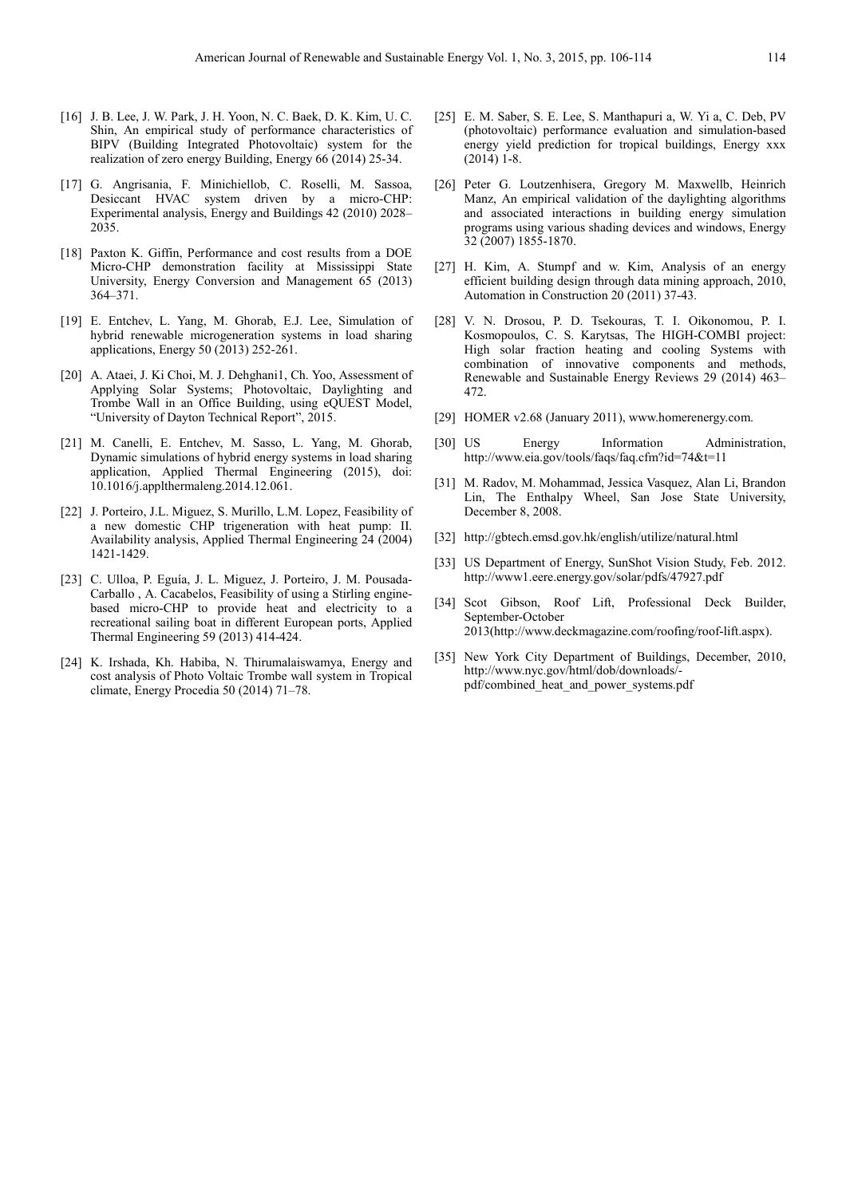[16] J. B. Lee, J. W. Park, J. H. Yoon, N. C. Baek, D. K. Kim, U. C. Shin, An empirical study of performance characteristics of BIPV (Building Integrated Photovoltaic) system for the realization of zero energy Building, Energy 66 (2014) 25-34.

[17] G. Angrisania, F. Minichiellob, C. Roselli, M. Sassoa, Desiccant HVAC system driven by a micro-CHP: Experimental analysis, Energy and Buildings 42 (2010) 2028–2035.

[18] Paxton K. Giffin, Performance and cost results from a DOE Micro-CHP demonstration facility at Mississippi State University, Energy Conversion and Management 65 (2013) 364–371.

[19] E. Entchev, L. Yang, M. Ghorab, E.J. Lee, Simulation of hybrid renewable microgeneration systems in load sharing applications, Energy 50 (2013) 252-261.

[20] A. Ataei, J. Ki Choi, M. J. Dehghani1, Ch. Yoo, Assessment of Applying Solar Systems; Photovoltaic, Daylighting and Trombe Wall in an Office Building, using eQUEST Model, "University of Dayton Technical Report", 2015.

[21] M. Canelli, E. Entchev, M. Sasso, L. Yang, M. Ghorab, Dynamic simulations of hybrid energy systems in load sharing application, Applied Thermal Engineering (2015), doi: 10.1016/j.applthermaleng.2014.12.061.

[22] J. Porteiro, J.L. Miguez, S. Murillo, L.M. Lopez, Feasibility of a new domestic CHP trigeneration with heat pump: II. Availability analysis, Applied Thermal Engineering 24 (2004) 1421-1429.

[23] C. Ulloa, P. Eguía, J. L. Miguez, J. Porteiro, J. M. Pousada-Carballo , A. Cacabelos, Feasibility of using a Stirling engine-based micro-CHP to provide heat and electricity to a recreational sailing boat in different European ports, Applied Thermal Engineering 59 (2013) 414-424.

[24] K. Irshada, Kh. Habiba, N. Thirumalaiswamya, Energy and cost analysis of Photo Voltaic Trombe wall system in Tropical climate, Energy Procedia 50 (2014) 71–78.

[25] E. M. Saber, S. E. Lee, S. Manthapuri a, W. Yi a, C. Deb, PV (photovoltaic) performance evaluation and simulation-based energy yield prediction for tropical buildings, Energy xxx (2014) 1-8.

[26] Peter G. Loutzenhisera, Gregory M. Maxwellb, Heinrich Manz, An empirical validation of the daylighting algorithms and associated interactions in building energy simulation programs using various shading devices and windows, Energy 32 (2007) 1855-1870.

[27] H. Kim, A. Stumpf and w. Kim, Analysis of an energy efficient building design through data mining approach, 2010, Automation in Construction 20 (2011) 37-43.

[28] V. N. Drosou, P. D. Tsekouras, T. I. Oikonomou, P. I. Kosmopoulos, C. S. Karytsas, The HIGH-COMBI project: High solar fraction heating and cooling Systems with combination of innovative components and methods, Renewable and Sustainable Energy Reviews 29 (2014) 463–472.

[29] HOMER v2.68 (January 2011), www.homerenergy.com.

[30] US Energy Information Administration, http://www.eia.gov/tools/faqs/faq.cfm?id=74&t=11

[31] M. Radov, M. Mohammad, Jessica Vasquez, Alan Li, Brandon Lin, The Enthalpy Wheel, San Jose State University, December 8, 2008.

[32] http://gbtech.emsd.gov.hk/english/utilize/natural.html

[33] US Department of Energy, SunShot Vision Study, Feb. 2012. http://www1.eere.energy.gov/solar/pdfs/47927.pdf

[34] Scot Gibson, Roof Lift, Professional Deck Builder, September-October 2013(http://www.deckmagazine.com/roofing/roof-lift.aspx).

[35] New York City Department of Buildings, December, 2010, http://www.nyc.gov/html/dob/downloads/-pdf/combined_heat_and_power_systems.pdf